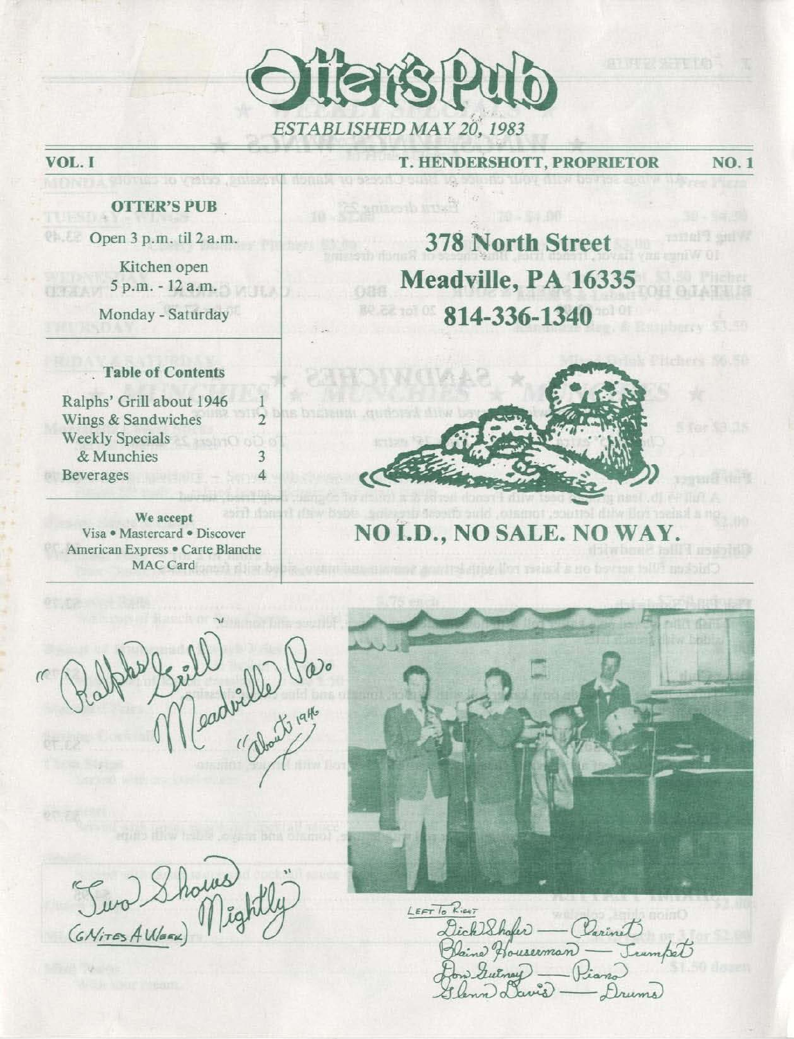# Otter's Pub

*ESTABLISHED MAY 20, 1983*

**VOL. I** — **T. HENDERSHOTT, PROPRIETOR** — **NO. 1**

**OTTER'S PUB**

Open 3 p.m. til 2 a.m.

Kitchen open
5 p.m. - 12 a.m.

Monday - Saturday

**378 North Street**
**Meadville, PA 16335**
**814-336-1340**

### Table of Contents

| | |
|---|---|
| Ralphs' Grill about 1946 | 1 |
| Wings & Sandwiches | 2 |
| Weekly Specials & Munchies | 3 |
| Beverages | 4 |

**We accept**
Visa • Mastercard • Discover
American Express • Carte Blanche
MAC Card

## NO I.D., NO SALE. NO WAY.

"Ralphs Grill Meadville Pa."
"About 1946"

Two Shows Nightly
(6 Nites A Week)

LEFT TO RIGHT
Dick Shafer — Clarinet
Blaine Houserman — Trumpet
Don Gutney — Piano
Glenn Davis — Drums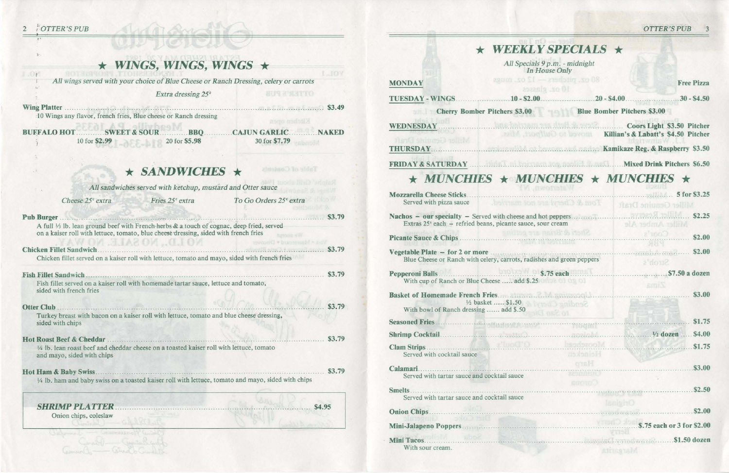## ★ WINGS, WINGS, WINGS ★

*All wings served with your choice of Blue Cheese or Ranch Dressing, celery or carrots*

*Extra dressing 25¢*

**Wing Platter** ........................................................................ $3.49
10 Wings any flavor, french fries, Blue cheese or Ranch dressing

**BUFFALO HOT** ........ **SWEET & SOUR** ........ **BBQ** ........ **CAJUN GARLIC** ........ **NAKED**

10 for $2.99 | 20 for $5.98 | 30 for $7.79

## ★ SANDWICHES ★

*All sandwiches served with ketchup, mustard and Otter sauce*

*Cheese 25¢ extra* | *Fries 25¢ extra* | *To Go Orders 25¢ extra*

**Pub Burger** ........................................................................ $3.79
A full ⅓ lb. lean ground beef with French herbs & a touch of cognac, deep fried, served on a kaiser roll with lettuce, tomato, blue cheese dressing, sided with french fries

**Chicken Fillet Sandwich** ........................................................................ $3.79
Chicken fillet served on a kaiser roll with lettuce, tomato and mayo, sided with french fries

**Fish Fillet Sandwich** ........................................................................ $3.79
Fish fillet served on a kaiser roll with homemade tartar sauce, lettuce and tomato, sided with french fries

**Otter Club** ........................................................................ $3.79
Turkey breast with bacon on a kaiser roll with lettuce, tomato and blue cheese dressing, sided with chips

**Hot Roast Beef & Cheddar** ........................................................................ $3.79
¼ lb. lean roast beef and cheddar cheese on a toasted kaiser roll with lettuce, tomato and mayo, sided with chips

**Hot Ham & Baby Swiss** ........................................................................ $3.79
¼ lb. ham and baby swiss on a toasted kaiser roll with lettuce, tomato and mayo, sided with chips

***SHRIMP PLATTER*** ........................................................................ $4.95
Onion chips, coleslaw

## ★ WEEKLY SPECIALS ★

*All Specials 9 p.m. - midnight*
*In House Only*

**MONDAY** ........................................................................ **Free Pizza**

**TUESDAY - WINGS** ........ **10 - $2.00** ........ **20 - $4.00** ........ **30 - $4.50**

**Cherry Bomber Pitchers $3.00** | **Blue Bomber Pitchers $3.00**

**WEDNESDAY** ........................................................................ **Coors Light $3.50 Pitcher**
**Killian's & Labatt's $4.50 Pitcher**

**THURSDAY** ........................................................................ **Kamikaze Reg. & Raspberry $3.50**

**FRIDAY & SATURDAY** ........................................................................ **Mixed Drink Pitchers $6.50**

## ★ MUNCHIES ★ MUNCHIES ★ MUNCHIES ★

**Mozzarella Cheese Sticks** ........................................................................ **5 for $3.25**
Served with pizza sauce

**Nachos – our specialty –** Served with cheese and hot peppers ........................................ **$2.25**
Extras 25¢ each – refried beans, picante sauce, sour cream

**Picante Sauce & Chips** ........................................................................ **$2.00**

**Vegetable Plate – for 2 or more** ........................................................................ **$2.00**
Blue Cheese or Ranch with celery, carrots, radishes and green peppers

**Pepperoni Balls** ........ **$.75 each** ........................................................ **$7.50 a dozen**
With cup of Ranch or Blue Cheese ..... add $.25

**Basket of Homemade French Fries** ........................................................................ **$3.00**
½ basket ..... $1.50
With bowl of Ranch dressing ...... add $.50

**Seasoned Fries** ........................................................................ **$1.75**

**Shrimp Cocktail** ........................................................................ **½ dozen** ..... **$4.00**

**Clam Strips** ........................................................................ **$1.75**
Served with cocktail sauce

**Calamari** ........................................................................ **$3.00**
Served with tartar sauce and cocktail sauce

**Smelts** ........................................................................ **$2.50**
Served with tartar sauce and cocktail sauce

**Onion Chips** ........................................................................ **$2.00**

**Mini-Jalapeno Poppers** ........................................................................ **$.75 each or 3 for $2.00**

**Mini Tacos** ........................................................................ **$1.50 dozen**
With sour cream.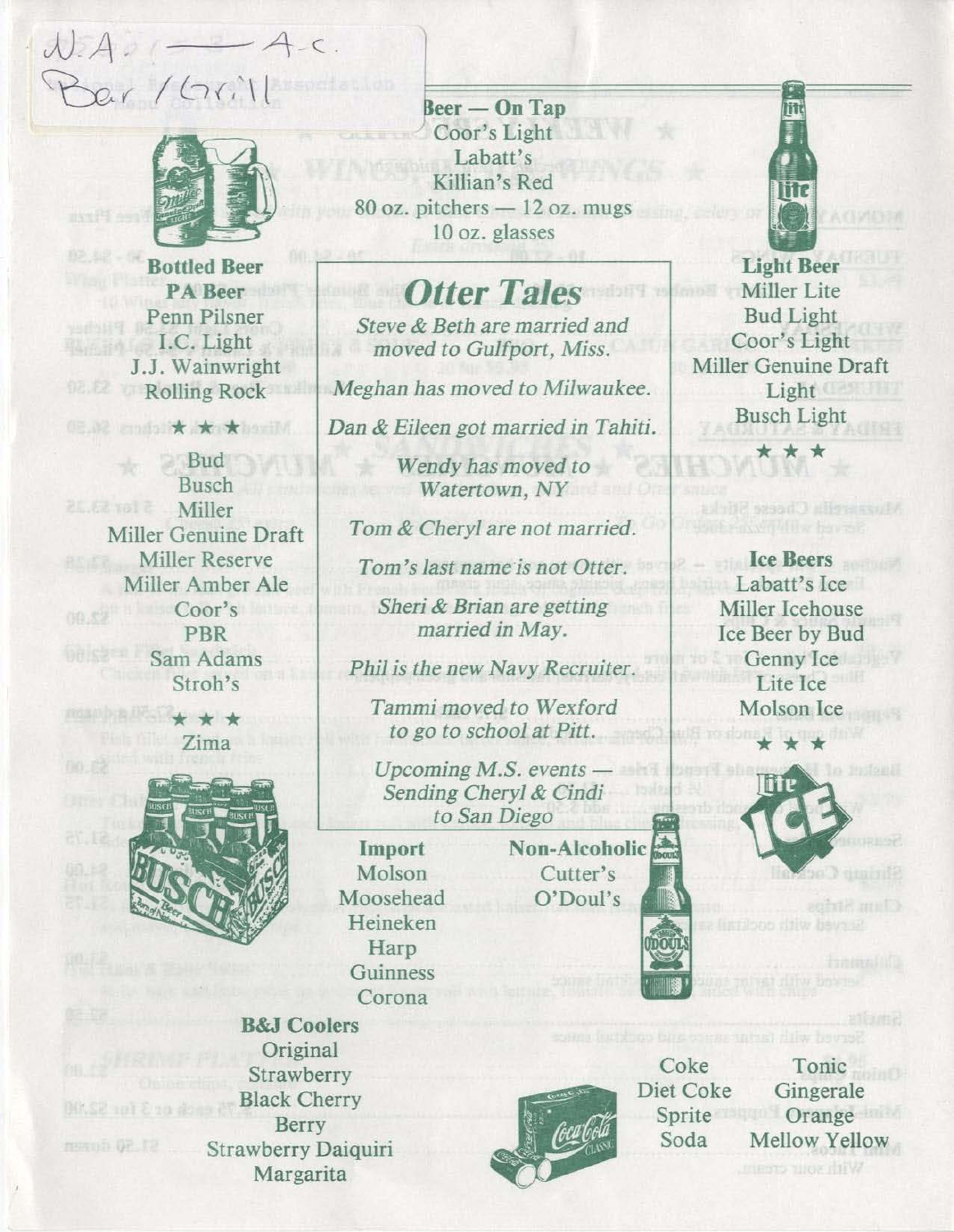N.A. — 3 — A.C.
Bar / Grill

## Beer — On Tap

Coor's Light
Labatt's
Killian's Red

80 oz. pitchers — 12 oz. mugs
10 oz. glasses

## Bottled Beer

**PA Beer**

Penn Pilsner
I.C. Light
J.J. Wainwright
Rolling Rock

★ ★ ★

Bud
Busch
Miller
Miller Genuine Draft
Miller Reserve
Miller Amber Ale
Coor's
PBR
Sam Adams
Stroh's

★ ★ ★

Zima

## Otter Tales

*Steve & Beth are married and moved to Gulfport, Miss.*

*Meghan has moved to Milwaukee.*

*Dan & Eileen got married in Tahiti.*

*Wendy has moved to Watertown, NY*

*Tom & Cheryl are not married.*

*Tom's last name is not Otter.*

*Sheri & Brian are getting married in May.*

*Phil is the new Navy Recruiter.*

*Tammi moved to Wexford to go to school at Pitt.*

*Upcoming M.S. events — Sending Cheryl & Cindi to San Diego*

## Light Beer

Miller Lite
Bud Light
Coor's Light
Miller Genuine Draft Light
Busch Light

★ ★ ★

## Ice Beers

Labatt's Ice
Miller Icehouse
Ice Beer by Bud
Genny Ice
Lite Ice
Molson Ice

★ ★ ★

## Import

Molson
Moosehead
Heineken
Harp
Guinness
Corona

## Non-Alcoholic

Cutter's
O'Doul's

## B&J Coolers

Original
Strawberry
Black Cherry
Berry
Strawberry Daiquiri
Margarita

Coke
Diet Coke
Sprite
Soda

Tonic
Gingerale
Orange
Mellow Yellow